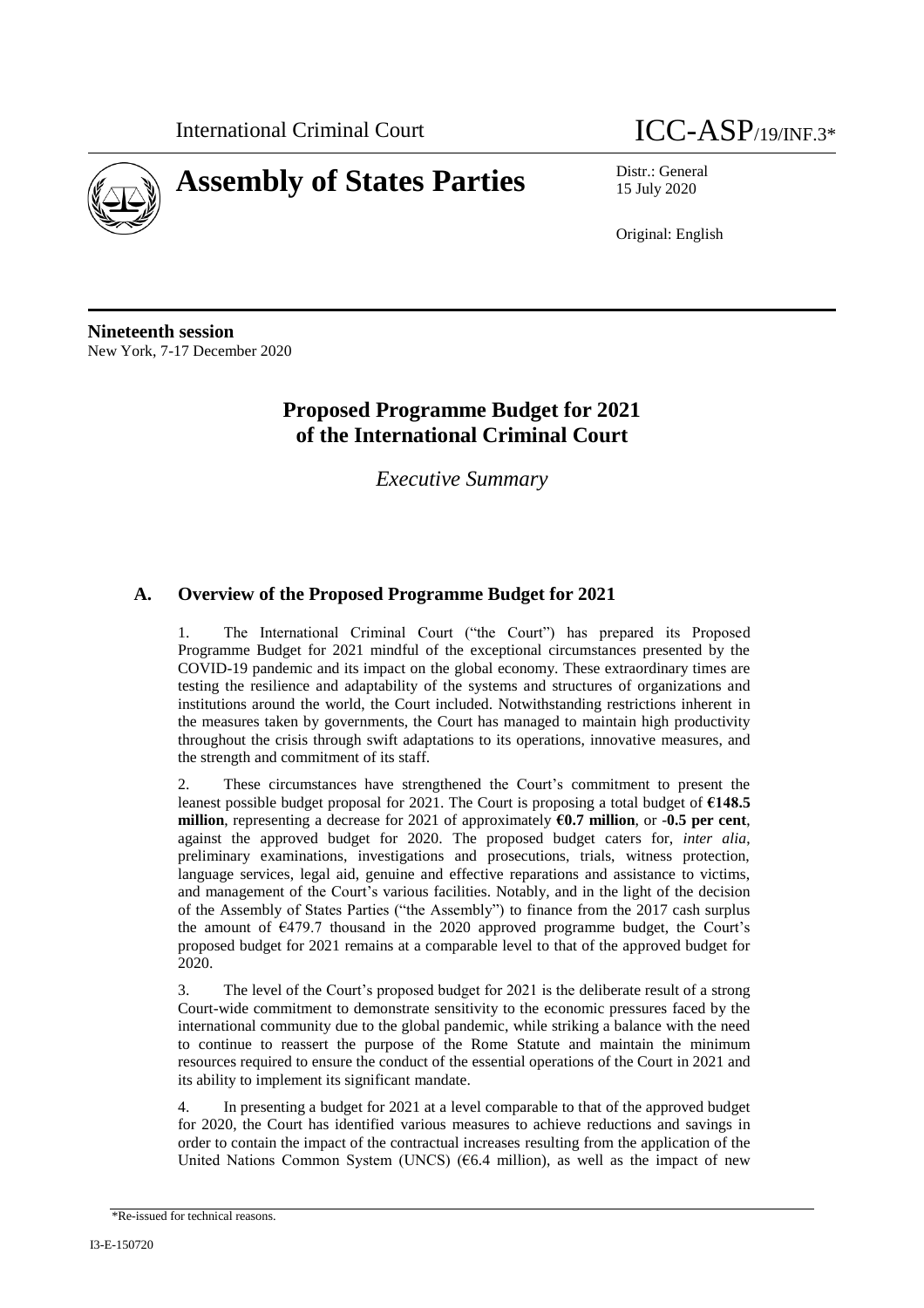International Criminal Court

ICC-ASP/19/INF.3*

# Assembly of States Parties

Distr.: General
15 July 2020

Original: English

**Nineteenth session**
New York, 7-17 December 2020

# Proposed Programme Budget for 2021 of the International Criminal Court

*Executive Summary*

## A. Overview of the Proposed Programme Budget for 2021

1. The International Criminal Court ("the Court") has prepared its Proposed Programme Budget for 2021 mindful of the exceptional circumstances presented by the COVID-19 pandemic and its impact on the global economy. These extraordinary times are testing the resilience and adaptability of the systems and structures of organizations and institutions around the world, the Court included. Notwithstanding restrictions inherent in the measures taken by governments, the Court has managed to maintain high productivity throughout the crisis through swift adaptations to its operations, innovative measures, and the strength and commitment of its staff.

2. These circumstances have strengthened the Court's commitment to present the leanest possible budget proposal for 2021. The Court is proposing a total budget of **€148.5 million**, representing a decrease for 2021 of approximately **€0.7 million**, or **-0.5 per cent**, against the approved budget for 2020. The proposed budget caters for, *inter alia*, preliminary examinations, investigations and prosecutions, trials, witness protection, language services, legal aid, genuine and effective reparations and assistance to victims, and management of the Court's various facilities. Notably, and in the light of the decision of the Assembly of States Parties ("the Assembly") to finance from the 2017 cash surplus the amount of €479.7 thousand in the 2020 approved programme budget, the Court's proposed budget for 2021 remains at a comparable level to that of the approved budget for 2020.

3. The level of the Court's proposed budget for 2021 is the deliberate result of a strong Court-wide commitment to demonstrate sensitivity to the economic pressures faced by the international community due to the global pandemic, while striking a balance with the need to continue to reassert the purpose of the Rome Statute and maintain the minimum resources required to ensure the conduct of the essential operations of the Court in 2021 and its ability to implement its significant mandate.

4. In presenting a budget for 2021 at a level comparable to that of the approved budget for 2020, the Court has identified various measures to achieve reductions and savings in order to contain the impact of the contractual increases resulting from the application of the United Nations Common System (UNCS) (€6.4 million), as well as the impact of new

\*Re-issued for technical reasons.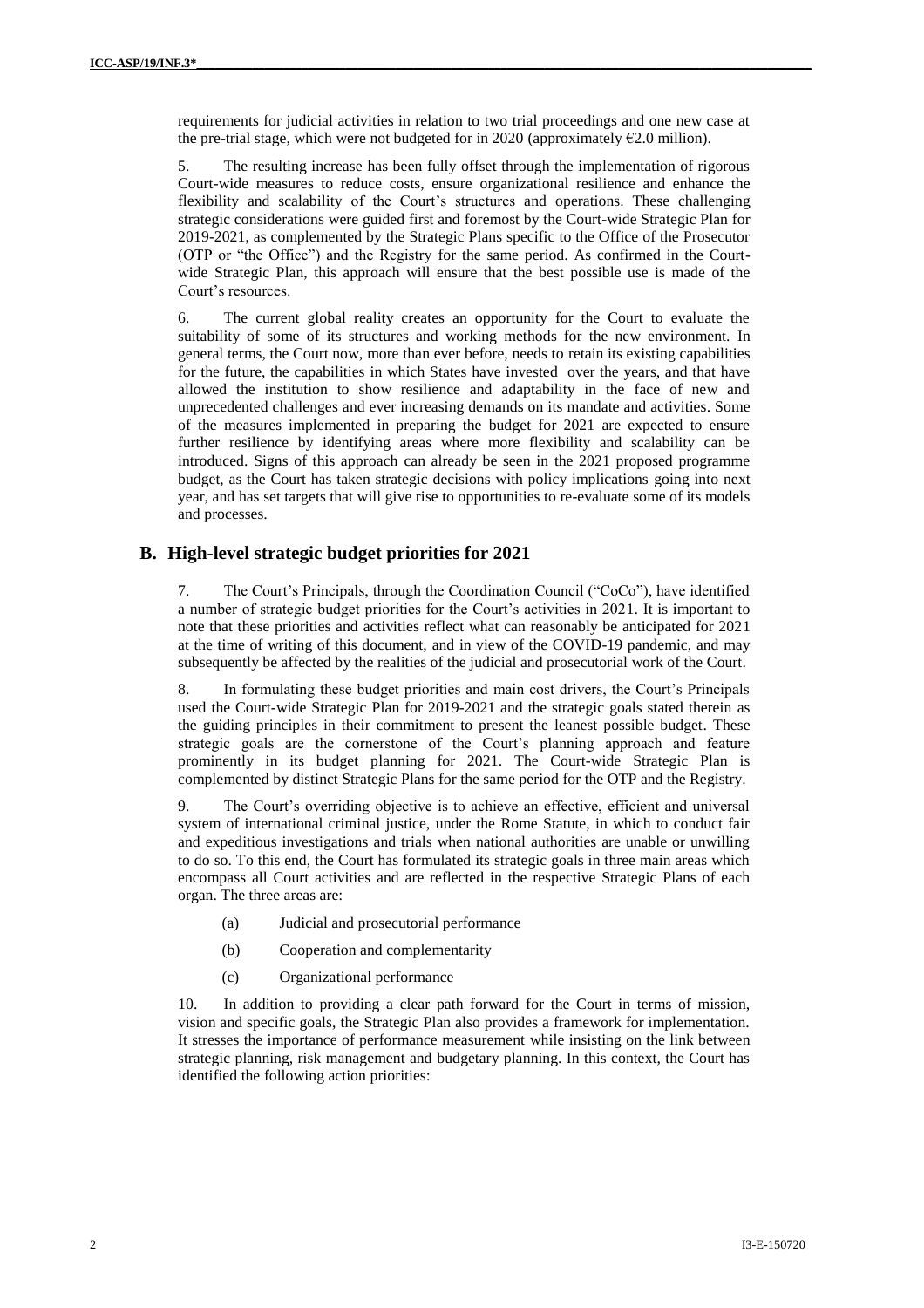requirements for judicial activities in relation to two trial proceedings and one new case at the pre-trial stage, which were not budgeted for in 2020 (approximately €2.0 million).

5. The resulting increase has been fully offset through the implementation of rigorous Court-wide measures to reduce costs, ensure organizational resilience and enhance the flexibility and scalability of the Court's structures and operations. These challenging strategic considerations were guided first and foremost by the Court-wide Strategic Plan for 2019-2021, as complemented by the Strategic Plans specific to the Office of the Prosecutor (OTP or "the Office") and the Registry for the same period. As confirmed in the Court-wide Strategic Plan, this approach will ensure that the best possible use is made of the Court's resources.

6. The current global reality creates an opportunity for the Court to evaluate the suitability of some of its structures and working methods for the new environment. In general terms, the Court now, more than ever before, needs to retain its existing capabilities for the future, the capabilities in which States have invested over the years, and that have allowed the institution to show resilience and adaptability in the face of new and unprecedented challenges and ever increasing demands on its mandate and activities. Some of the measures implemented in preparing the budget for 2021 are expected to ensure further resilience by identifying areas where more flexibility and scalability can be introduced. Signs of this approach can already be seen in the 2021 proposed programme budget, as the Court has taken strategic decisions with policy implications going into next year, and has set targets that will give rise to opportunities to re-evaluate some of its models and processes.

## B. High-level strategic budget priorities for 2021

7. The Court's Principals, through the Coordination Council ("CoCo"), have identified a number of strategic budget priorities for the Court's activities in 2021. It is important to note that these priorities and activities reflect what can reasonably be anticipated for 2021 at the time of writing of this document, and in view of the COVID-19 pandemic, and may subsequently be affected by the realities of the judicial and prosecutorial work of the Court.

8. In formulating these budget priorities and main cost drivers, the Court's Principals used the Court-wide Strategic Plan for 2019-2021 and the strategic goals stated therein as the guiding principles in their commitment to present the leanest possible budget. These strategic goals are the cornerstone of the Court's planning approach and feature prominently in its budget planning for 2021. The Court-wide Strategic Plan is complemented by distinct Strategic Plans for the same period for the OTP and the Registry.

9. The Court's overriding objective is to achieve an effective, efficient and universal system of international criminal justice, under the Rome Statute, in which to conduct fair and expeditious investigations and trials when national authorities are unable or unwilling to do so. To this end, the Court has formulated its strategic goals in three main areas which encompass all Court activities and are reflected in the respective Strategic Plans of each organ. The three areas are:

(a) Judicial and prosecutorial performance

(b) Cooperation and complementarity

(c) Organizational performance

10. In addition to providing a clear path forward for the Court in terms of mission, vision and specific goals, the Strategic Plan also provides a framework for implementation. It stresses the importance of performance measurement while insisting on the link between strategic planning, risk management and budgetary planning. In this context, the Court has identified the following action priorities: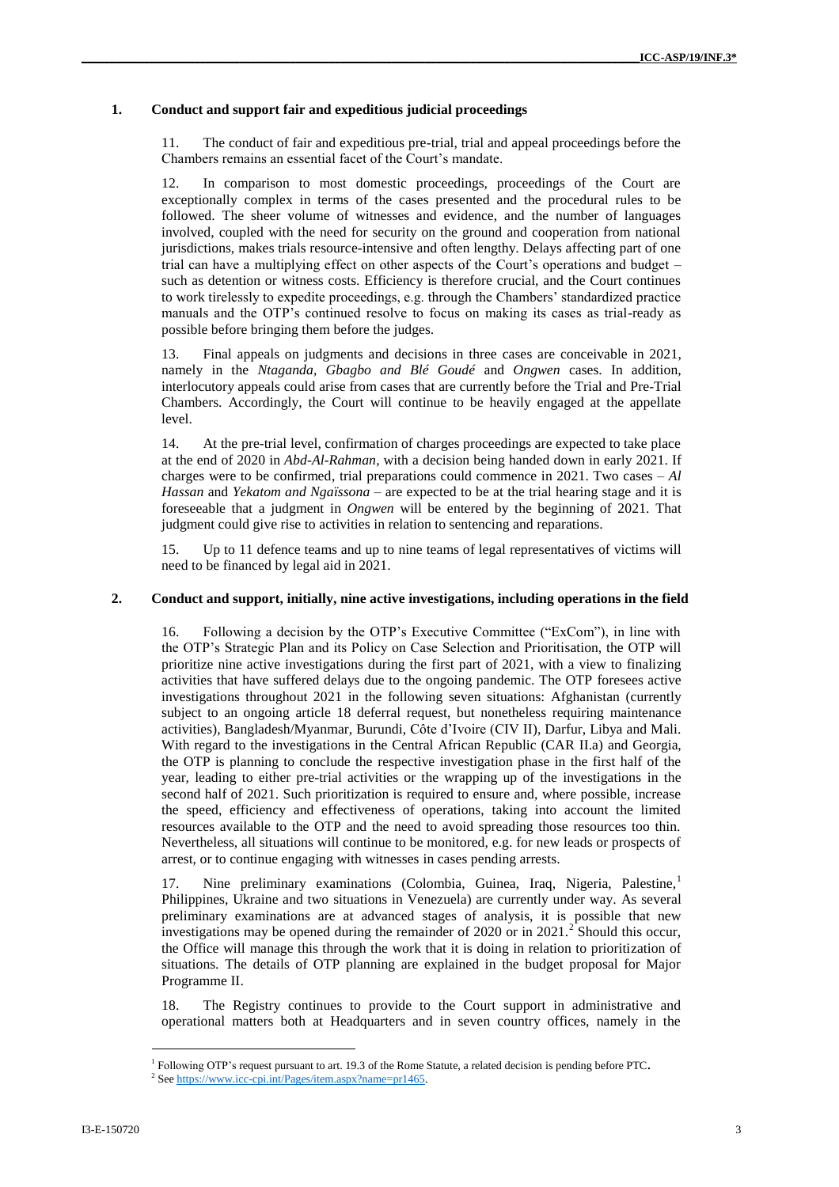## 1. Conduct and support fair and expeditious judicial proceedings

11. The conduct of fair and expeditious pre-trial, trial and appeal proceedings before the Chambers remains an essential facet of the Court's mandate.

12. In comparison to most domestic proceedings, proceedings of the Court are exceptionally complex in terms of the cases presented and the procedural rules to be followed. The sheer volume of witnesses and evidence, and the number of languages involved, coupled with the need for security on the ground and cooperation from national jurisdictions, makes trials resource-intensive and often lengthy. Delays affecting part of one trial can have a multiplying effect on other aspects of the Court's operations and budget – such as detention or witness costs. Efficiency is therefore crucial, and the Court continues to work tirelessly to expedite proceedings, e.g. through the Chambers' standardized practice manuals and the OTP's continued resolve to focus on making its cases as trial-ready as possible before bringing them before the judges.

13. Final appeals on judgments and decisions in three cases are conceivable in 2021, namely in the *Ntaganda, Gbagbo and Blé Goudé* and *Ongwen* cases. In addition, interlocutory appeals could arise from cases that are currently before the Trial and Pre-Trial Chambers. Accordingly, the Court will continue to be heavily engaged at the appellate level.

14. At the pre-trial level, confirmation of charges proceedings are expected to take place at the end of 2020 in *Abd-Al-Rahman*, with a decision being handed down in early 2021. If charges were to be confirmed, trial preparations could commence in 2021. Two cases – *Al Hassan* and *Yekatom and Ngaïssona* – are expected to be at the trial hearing stage and it is foreseeable that a judgment in *Ongwen* will be entered by the beginning of 2021. That judgment could give rise to activities in relation to sentencing and reparations.

15. Up to 11 defence teams and up to nine teams of legal representatives of victims will need to be financed by legal aid in 2021.

## 2. Conduct and support, initially, nine active investigations, including operations in the field

16. Following a decision by the OTP's Executive Committee ("ExCom"), in line with the OTP's Strategic Plan and its Policy on Case Selection and Prioritisation, the OTP will prioritize nine active investigations during the first part of 2021, with a view to finalizing activities that have suffered delays due to the ongoing pandemic. The OTP foresees active investigations throughout 2021 in the following seven situations: Afghanistan (currently subject to an ongoing article 18 deferral request, but nonetheless requiring maintenance activities), Bangladesh/Myanmar, Burundi, Côte d'Ivoire (CIV II), Darfur, Libya and Mali. With regard to the investigations in the Central African Republic (CAR II.a) and Georgia, the OTP is planning to conclude the respective investigation phase in the first half of the year, leading to either pre-trial activities or the wrapping up of the investigations in the second half of 2021. Such prioritization is required to ensure and, where possible, increase the speed, efficiency and effectiveness of operations, taking into account the limited resources available to the OTP and the need to avoid spreading those resources too thin. Nevertheless, all situations will continue to be monitored, e.g. for new leads or prospects of arrest, or to continue engaging with witnesses in cases pending arrests.

17. Nine preliminary examinations (Colombia, Guinea, Iraq, Nigeria, Palestine,[1] Philippines, Ukraine and two situations in Venezuela) are currently under way. As several preliminary examinations are at advanced stages of analysis, it is possible that new investigations may be opened during the remainder of 2020 or in 2021.[2] Should this occur, the Office will manage this through the work that it is doing in relation to prioritization of situations. The details of OTP planning are explained in the budget proposal for Major Programme II.

18. The Registry continues to provide to the Court support in administrative and operational matters both at Headquarters and in seven country offices, namely in the

---

[1] Following OTP's request pursuant to art. 19.3 of the Rome Statute, a related decision is pending before PTC.

[2] See https://www.icc-cpi.int/Pages/item.aspx?name=pr1465.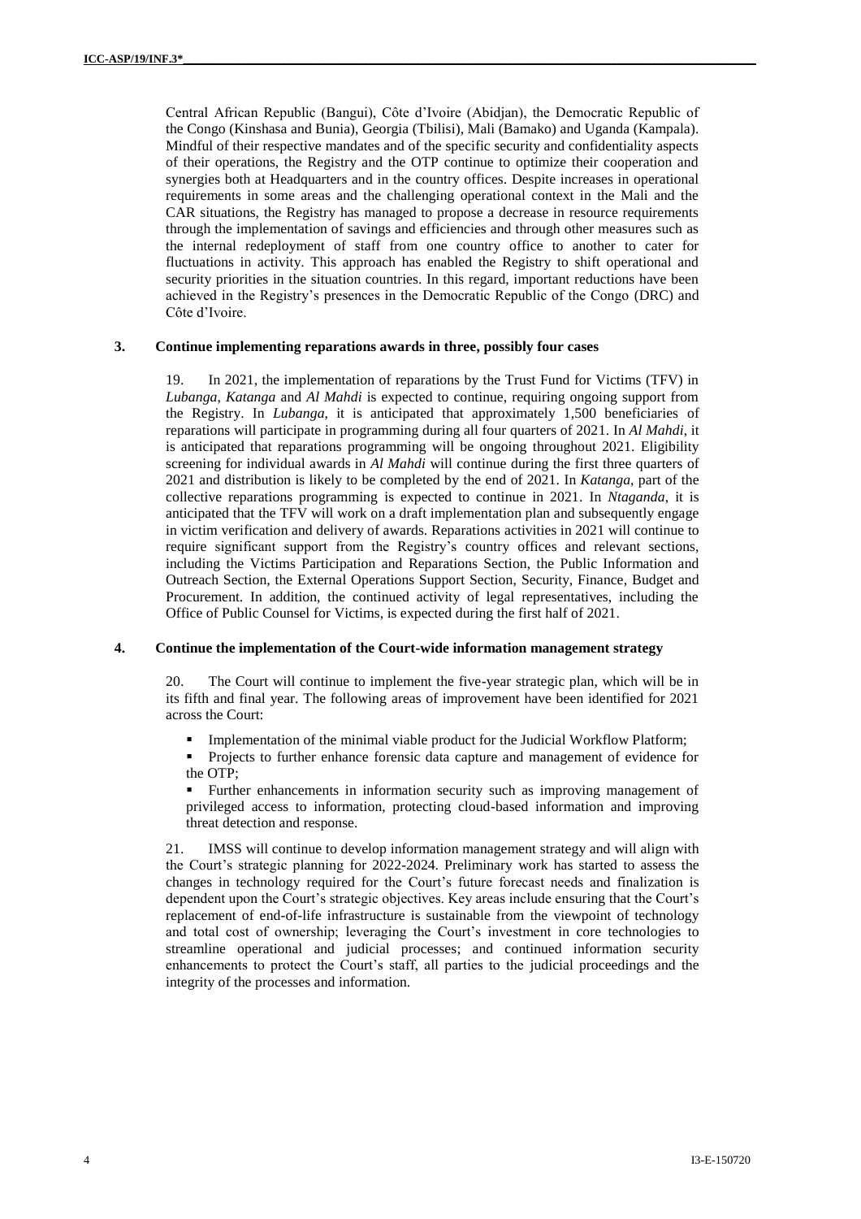Central African Republic (Bangui), Côte d'Ivoire (Abidjan), the Democratic Republic of the Congo (Kinshasa and Bunia), Georgia (Tbilisi), Mali (Bamako) and Uganda (Kampala). Mindful of their respective mandates and of the specific security and confidentiality aspects of their operations, the Registry and the OTP continue to optimize their cooperation and synergies both at Headquarters and in the country offices. Despite increases in operational requirements in some areas and the challenging operational context in the Mali and the CAR situations, the Registry has managed to propose a decrease in resource requirements through the implementation of savings and efficiencies and through other measures such as the internal redeployment of staff from one country office to another to cater for fluctuations in activity. This approach has enabled the Registry to shift operational and security priorities in the situation countries. In this regard, important reductions have been achieved in the Registry's presences in the Democratic Republic of the Congo (DRC) and Côte d'Ivoire.

### 3. Continue implementing reparations awards in three, possibly four cases

19. In 2021, the implementation of reparations by the Trust Fund for Victims (TFV) in *Lubanga*, *Katanga* and *Al Mahdi* is expected to continue, requiring ongoing support from the Registry. In *Lubanga*, it is anticipated that approximately 1,500 beneficiaries of reparations will participate in programming during all four quarters of 2021. In *Al Mahdi*, it is anticipated that reparations programming will be ongoing throughout 2021. Eligibility screening for individual awards in *Al Mahdi* will continue during the first three quarters of 2021 and distribution is likely to be completed by the end of 2021. In *Katanga*, part of the collective reparations programming is expected to continue in 2021. In *Ntaganda*, it is anticipated that the TFV will work on a draft implementation plan and subsequently engage in victim verification and delivery of awards. Reparations activities in 2021 will continue to require significant support from the Registry's country offices and relevant sections, including the Victims Participation and Reparations Section, the Public Information and Outreach Section, the External Operations Support Section, Security, Finance, Budget and Procurement. In addition, the continued activity of legal representatives, including the Office of Public Counsel for Victims, is expected during the first half of 2021.

### 4. Continue the implementation of the Court-wide information management strategy

20. The Court will continue to implement the five-year strategic plan, which will be in its fifth and final year. The following areas of improvement have been identified for 2021 across the Court:

- Implementation of the minimal viable product for the Judicial Workflow Platform;
- Projects to further enhance forensic data capture and management of evidence for the OTP;
- Further enhancements in information security such as improving management of privileged access to information, protecting cloud-based information and improving threat detection and response.

21. IMSS will continue to develop information management strategy and will align with the Court's strategic planning for 2022-2024. Preliminary work has started to assess the changes in technology required for the Court's future forecast needs and finalization is dependent upon the Court's strategic objectives. Key areas include ensuring that the Court's replacement of end-of-life infrastructure is sustainable from the viewpoint of technology and total cost of ownership; leveraging the Court's investment in core technologies to streamline operational and judicial processes; and continued information security enhancements to protect the Court's staff, all parties to the judicial proceedings and the integrity of the processes and information.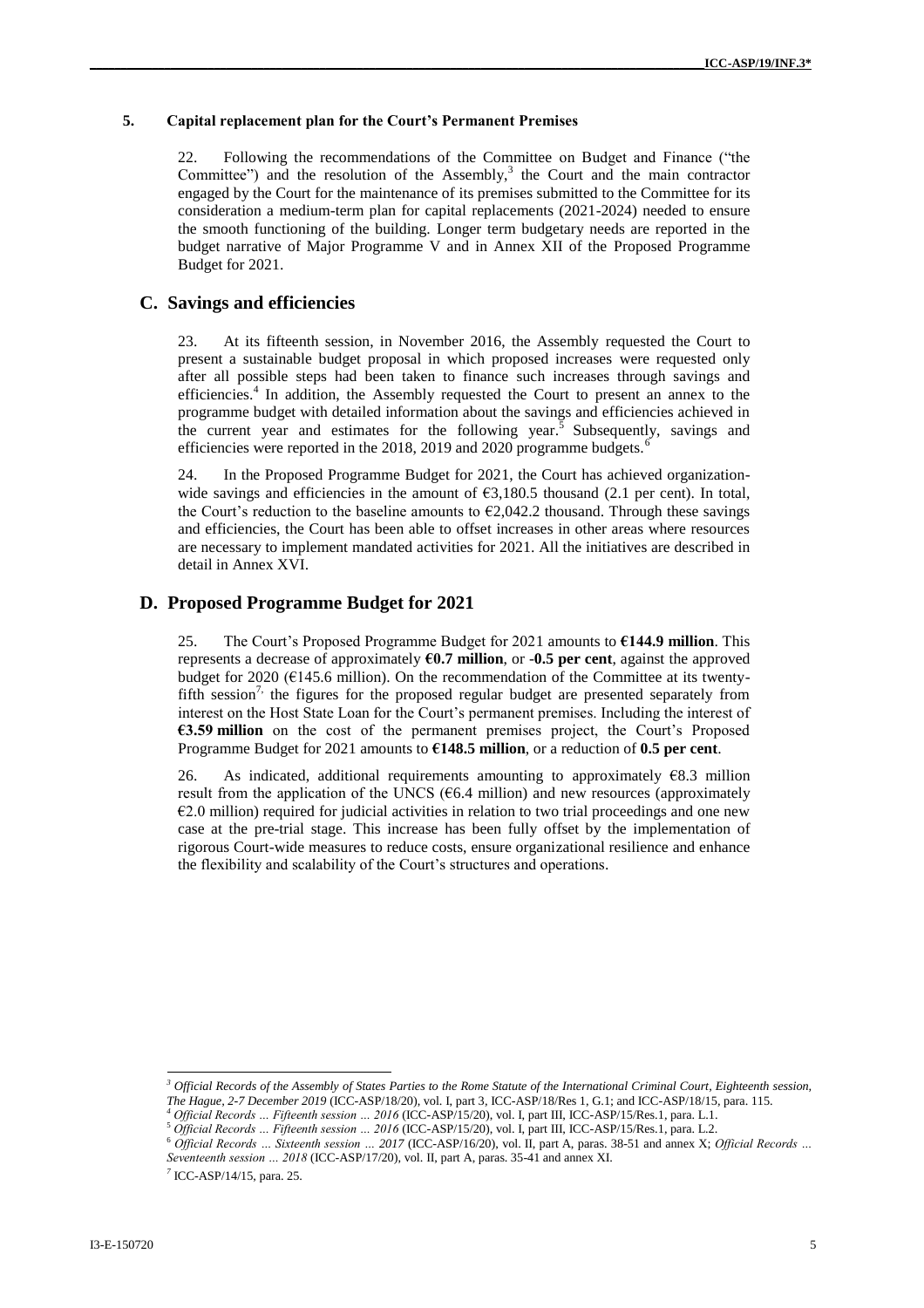### 5. Capital replacement plan for the Court's Permanent Premises

22. Following the recommendations of the Committee on Budget and Finance ("the Committee") and the resolution of the Assembly,[3] the Court and the main contractor engaged by the Court for the maintenance of its premises submitted to the Committee for its consideration a medium-term plan for capital replacements (2021-2024) needed to ensure the smooth functioning of the building. Longer term budgetary needs are reported in the budget narrative of Major Programme V and in Annex XII of the Proposed Programme Budget for 2021.

## C. Savings and efficiencies

23. At its fifteenth session, in November 2016, the Assembly requested the Court to present a sustainable budget proposal in which proposed increases were requested only after all possible steps had been taken to finance such increases through savings and efficiencies.[4] In addition, the Assembly requested the Court to present an annex to the programme budget with detailed information about the savings and efficiencies achieved in the current year and estimates for the following year.[5] Subsequently, savings and efficiencies were reported in the 2018, 2019 and 2020 programme budgets.[6]

24. In the Proposed Programme Budget for 2021, the Court has achieved organization-wide savings and efficiencies in the amount of €3,180.5 thousand (2.1 per cent). In total, the Court's reduction to the baseline amounts to €2,042.2 thousand. Through these savings and efficiencies, the Court has been able to offset increases in other areas where resources are necessary to implement mandated activities for 2021. All the initiatives are described in detail in Annex XVI.

## D. Proposed Programme Budget for 2021

25. The Court's Proposed Programme Budget for 2021 amounts to **€144.9 million**. This represents a decrease of approximately **€0.7 million**, or **-0.5 per cent**, against the approved budget for 2020 (€145.6 million). On the recommendation of the Committee at its twenty-fifth session[7], the figures for the proposed regular budget are presented separately from interest on the Host State Loan for the Court's permanent premises. Including the interest of **€3.59 million** on the cost of the permanent premises project, the Court's Proposed Programme Budget for 2021 amounts to **€148.5 million**, or a reduction of **0.5 per cent**.

26. As indicated, additional requirements amounting to approximately €8.3 million result from the application of the UNCS (€6.4 million) and new resources (approximately €2.0 million) required for judicial activities in relation to two trial proceedings and one new case at the pre-trial stage. This increase has been fully offset by the implementation of rigorous Court-wide measures to reduce costs, ensure organizational resilience and enhance the flexibility and scalability of the Court's structures and operations.

---

[3] *Official Records of the Assembly of States Parties to the Rome Statute of the International Criminal Court, Eighteenth session, The Hague, 2-7 December 2019* (ICC-ASP/18/20), vol. I, part 3, ICC-ASP/18/Res 1, G.1; and ICC-ASP/18/15, para. 115.

[4] *Official Records … Fifteenth session … 2016* (ICC-ASP/15/20), vol. I, part III, ICC-ASP/15/Res.1, para. L.1.

[5] *Official Records … Fifteenth session … 2016* (ICC-ASP/15/20), vol. I, part III, ICC-ASP/15/Res.1, para. L.2.

[6] *Official Records … Sixteenth session … 2017* (ICC-ASP/16/20), vol. II, part A, paras. 38-51 and annex X; *Official Records … Seventeenth session … 2018* (ICC-ASP/17/20), vol. II, part A, paras. 35-41 and annex XI.

[7] ICC-ASP/14/15, para. 25.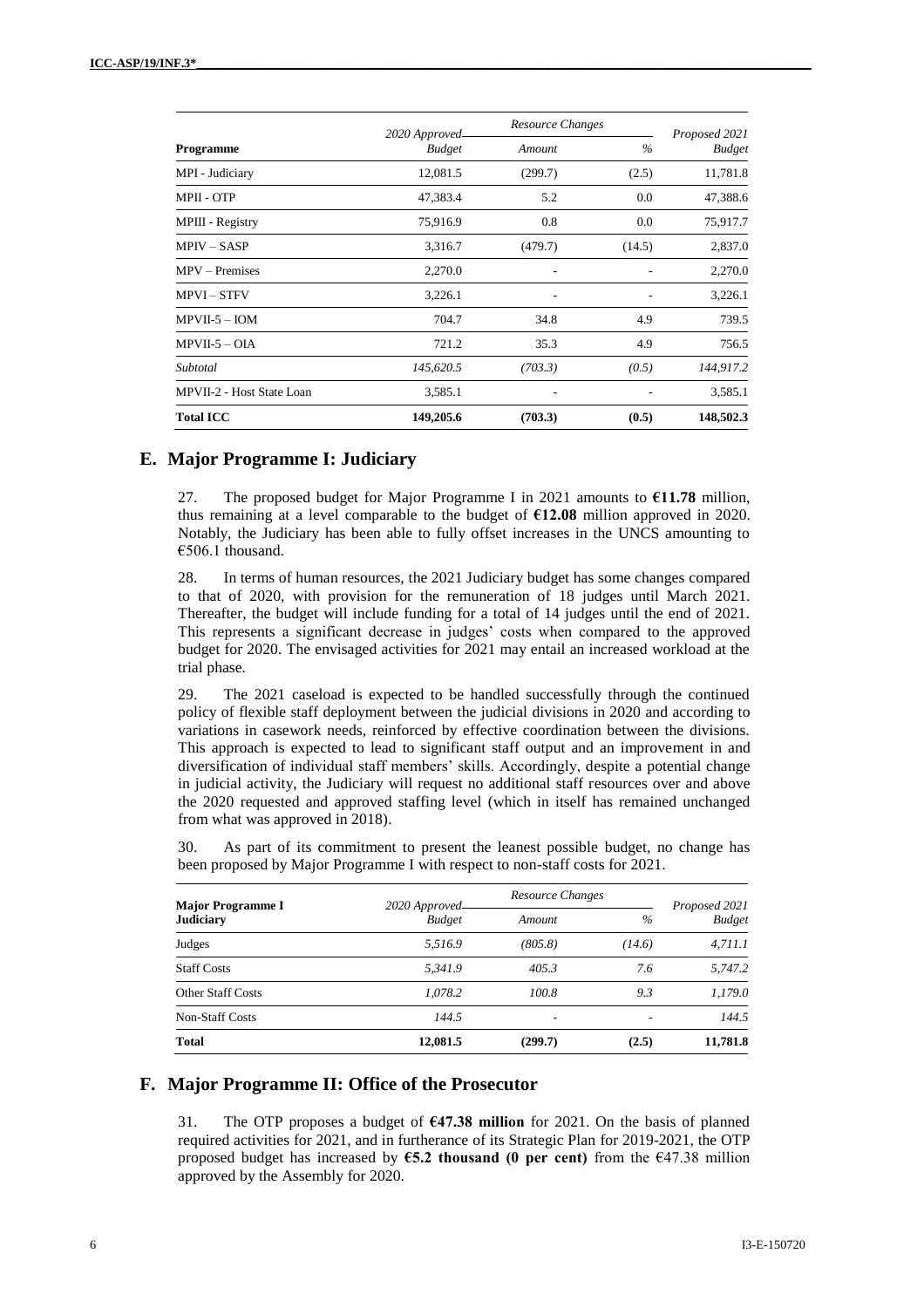| Programme | 2020 Approved Budget | Resource Changes | | Proposed 2021 Budget |
|---|---|---|---|---|
| | | Amount | % | |
| MPI - Judiciary | 12,081.5 | (299.7) | (2.5) | 11,781.8 |
| MPII - OTP | 47,383.4 | 5.2 | 0.0 | 47,388.6 |
| MPIII - Registry | 75,916.9 | 0.8 | 0.0 | 75,917.7 |
| MPIV – SASP | 3,316.7 | (479.7) | (14.5) | 2,837.0 |
| MPV – Premises | 2,270.0 | - | - | 2,270.0 |
| MPVI – STFV | 3,226.1 | - | - | 3,226.1 |
| MPVII-5 – IOM | 704.7 | 34.8 | 4.9 | 739.5 |
| MPVII-5 – OIA | 721.2 | 35.3 | 4.9 | 756.5 |
| *Subtotal* | *145,620.5* | *(703.3)* | *(0.5)* | *144,917.2* |
| MPVII-2 - Host State Loan | 3,585.1 | - | - | 3,585.1 |
| **Total ICC** | **149,205.6** | **(703.3)** | **(0.5)** | **148,502.3** |

## E. Major Programme I: Judiciary

27. The proposed budget for Major Programme I in 2021 amounts to **€11.78** million, thus remaining at a level comparable to the budget of **€12.08** million approved in 2020. Notably, the Judiciary has been able to fully offset increases in the UNCS amounting to €506.1 thousand.

28. In terms of human resources, the 2021 Judiciary budget has some changes compared to that of 2020, with provision for the remuneration of 18 judges until March 2021. Thereafter, the budget will include funding for a total of 14 judges until the end of 2021. This represents a significant decrease in judges' costs when compared to the approved budget for 2020. The envisaged activities for 2021 may entail an increased workload at the trial phase.

29. The 2021 caseload is expected to be handled successfully through the continued policy of flexible staff deployment between the judicial divisions in 2020 and according to variations in casework needs, reinforced by effective coordination between the divisions. This approach is expected to lead to significant staff output and an improvement in and diversification of individual staff members' skills. Accordingly, despite a potential change in judicial activity, the Judiciary will request no additional staff resources over and above the 2020 requested and approved staffing level (which in itself has remained unchanged from what was approved in 2018).

30. As part of its commitment to present the leanest possible budget, no change has been proposed by Major Programme I with respect to non-staff costs for 2021.

| Major Programme I Judiciary | 2020 Approved Budget | Resource Changes | | Proposed 2021 Budget |
|---|---|---|---|---|
| | | Amount | % | |
| Judges | *5,516.9* | *(805.8)* | *(14.6)* | *4,711.1* |
| Staff Costs | *5,341.9* | *405.3* | *7.6* | *5,747.2* |
| Other Staff Costs | *1,078.2* | *100.8* | *9.3* | *1,179.0* |
| Non-Staff Costs | *144.5* | - | - | *144.5* |
| **Total** | **12,081.5** | **(299.7)** | **(2.5)** | **11,781.8** |

## F. Major Programme II: Office of the Prosecutor

31. The OTP proposes a budget of **€47.38 million** for 2021. On the basis of planned required activities for 2021, and in furtherance of its Strategic Plan for 2019-2021, the OTP proposed budget has increased by **€5.2 thousand (0 per cent)** from the €47.38 million approved by the Assembly for 2020.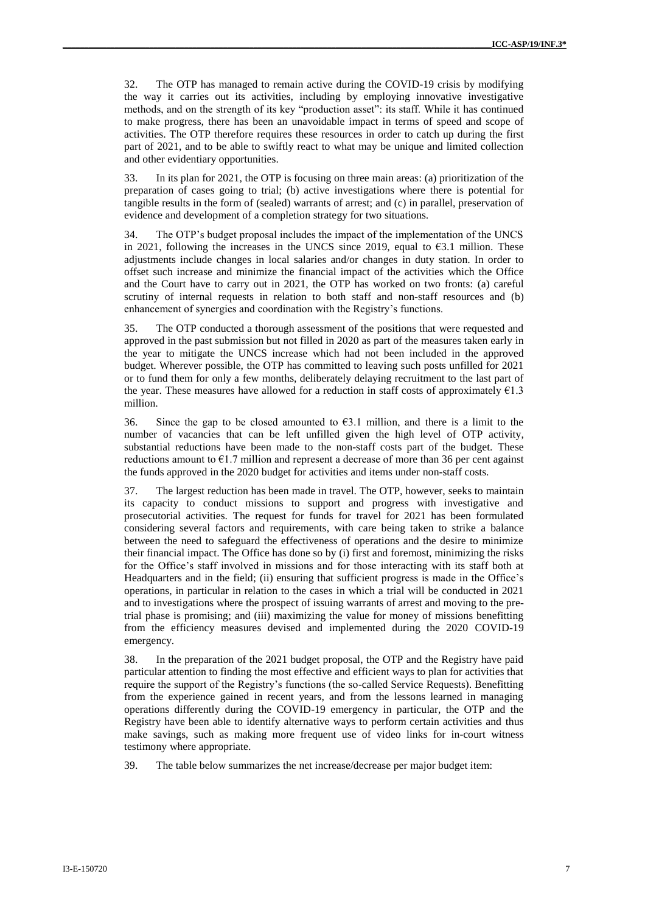32. The OTP has managed to remain active during the COVID-19 crisis by modifying the way it carries out its activities, including by employing innovative investigative methods, and on the strength of its key "production asset": its staff. While it has continued to make progress, there has been an unavoidable impact in terms of speed and scope of activities. The OTP therefore requires these resources in order to catch up during the first part of 2021, and to be able to swiftly react to what may be unique and limited collection and other evidentiary opportunities.

33. In its plan for 2021, the OTP is focusing on three main areas: (a) prioritization of the preparation of cases going to trial; (b) active investigations where there is potential for tangible results in the form of (sealed) warrants of arrest; and (c) in parallel, preservation of evidence and development of a completion strategy for two situations.

34. The OTP's budget proposal includes the impact of the implementation of the UNCS in 2021, following the increases in the UNCS since 2019, equal to €3.1 million. These adjustments include changes in local salaries and/or changes in duty station. In order to offset such increase and minimize the financial impact of the activities which the Office and the Court have to carry out in 2021, the OTP has worked on two fronts: (a) careful scrutiny of internal requests in relation to both staff and non-staff resources and (b) enhancement of synergies and coordination with the Registry's functions.

35. The OTP conducted a thorough assessment of the positions that were requested and approved in the past submission but not filled in 2020 as part of the measures taken early in the year to mitigate the UNCS increase which had not been included in the approved budget. Wherever possible, the OTP has committed to leaving such posts unfilled for 2021 or to fund them for only a few months, deliberately delaying recruitment to the last part of the year. These measures have allowed for a reduction in staff costs of approximately €1.3 million.

36. Since the gap to be closed amounted to €3.1 million, and there is a limit to the number of vacancies that can be left unfilled given the high level of OTP activity, substantial reductions have been made to the non-staff costs part of the budget. These reductions amount to €1.7 million and represent a decrease of more than 36 per cent against the funds approved in the 2020 budget for activities and items under non-staff costs.

37. The largest reduction has been made in travel. The OTP, however, seeks to maintain its capacity to conduct missions to support and progress with investigative and prosecutorial activities. The request for funds for travel for 2021 has been formulated considering several factors and requirements, with care being taken to strike a balance between the need to safeguard the effectiveness of operations and the desire to minimize their financial impact. The Office has done so by (i) first and foremost, minimizing the risks for the Office's staff involved in missions and for those interacting with its staff both at Headquarters and in the field; (ii) ensuring that sufficient progress is made in the Office's operations, in particular in relation to the cases in which a trial will be conducted in 2021 and to investigations where the prospect of issuing warrants of arrest and moving to the pre-trial phase is promising; and (iii) maximizing the value for money of missions benefitting from the efficiency measures devised and implemented during the 2020 COVID-19 emergency.

38. In the preparation of the 2021 budget proposal, the OTP and the Registry have paid particular attention to finding the most effective and efficient ways to plan for activities that require the support of the Registry's functions (the so-called Service Requests). Benefitting from the experience gained in recent years, and from the lessons learned in managing operations differently during the COVID-19 emergency in particular, the OTP and the Registry have been able to identify alternative ways to perform certain activities and thus make savings, such as making more frequent use of video links for in-court witness testimony where appropriate.

39. The table below summarizes the net increase/decrease per major budget item: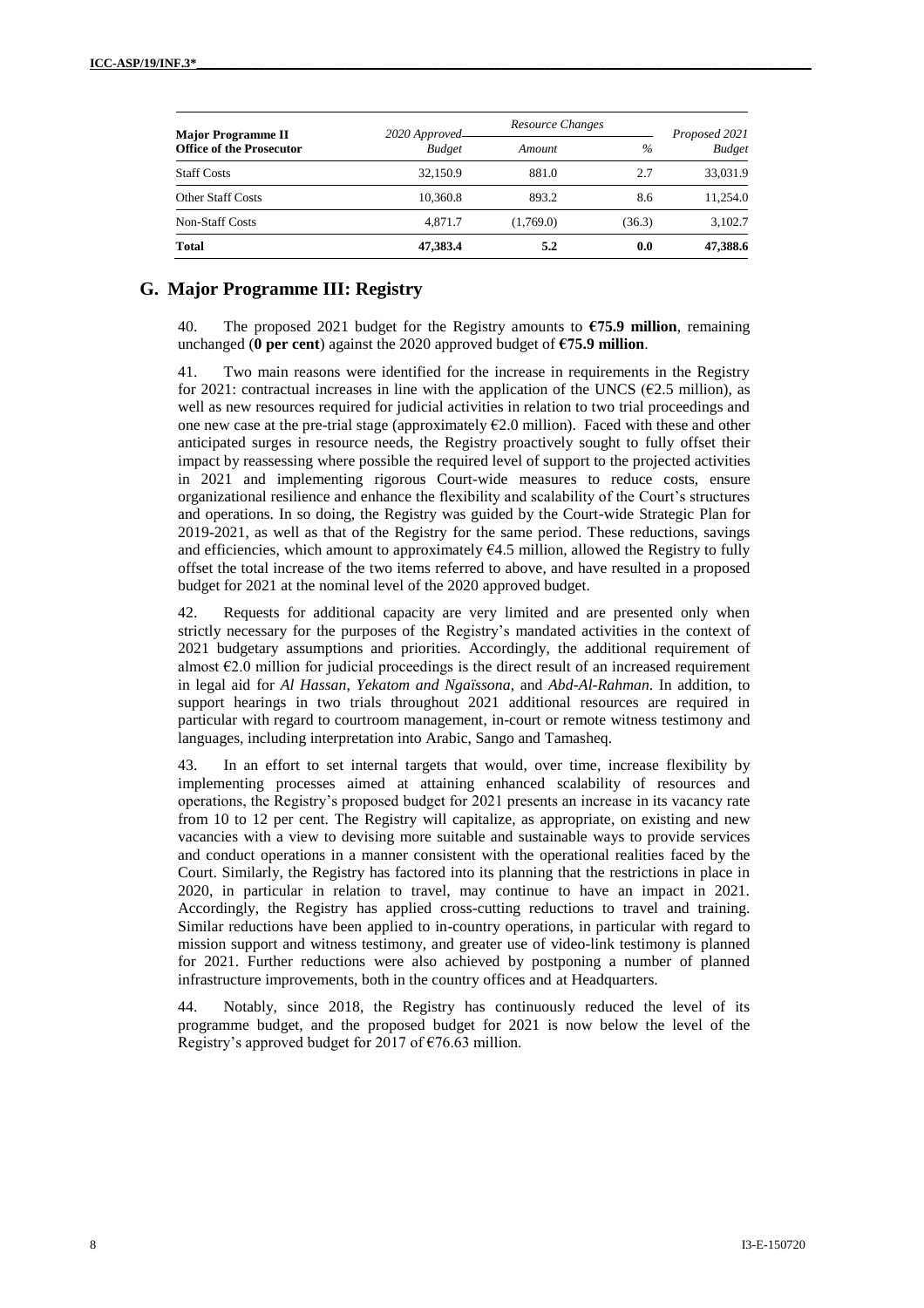| Major Programme II Office of the Prosecutor | 2020 Approved Budget | Resource Changes | | Proposed 2021 Budget |
|---|---|---|---|---|
| | | Amount | % | |
| Staff Costs | 32,150.9 | 881.0 | 2.7 | 33,031.9 |
| Other Staff Costs | 10,360.8 | 893.2 | 8.6 | 11,254.0 |
| Non-Staff Costs | 4,871.7 | (1,769.0) | (36.3) | 3,102.7 |
| **Total** | **47,383.4** | **5.2** | **0.0** | **47,388.6** |

## G. Major Programme III: Registry

40. The proposed 2021 budget for the Registry amounts to **€75.9 million**, remaining unchanged (**0 per cent**) against the 2020 approved budget of **€75.9 million**.

41. Two main reasons were identified for the increase in requirements in the Registry for 2021: contractual increases in line with the application of the UNCS (€2.5 million), as well as new resources required for judicial activities in relation to two trial proceedings and one new case at the pre-trial stage (approximately €2.0 million). Faced with these and other anticipated surges in resource needs, the Registry proactively sought to fully offset their impact by reassessing where possible the required level of support to the projected activities in 2021 and implementing rigorous Court-wide measures to reduce costs, ensure organizational resilience and enhance the flexibility and scalability of the Court's structures and operations. In so doing, the Registry was guided by the Court-wide Strategic Plan for 2019-2021, as well as that of the Registry for the same period. These reductions, savings and efficiencies, which amount to approximately €4.5 million, allowed the Registry to fully offset the total increase of the two items referred to above, and have resulted in a proposed budget for 2021 at the nominal level of the 2020 approved budget.

42. Requests for additional capacity are very limited and are presented only when strictly necessary for the purposes of the Registry's mandated activities in the context of 2021 budgetary assumptions and priorities. Accordingly, the additional requirement of almost €2.0 million for judicial proceedings is the direct result of an increased requirement in legal aid for *Al Hassan*, *Yekatom and Ngaïssona*, and *Abd-Al-Rahman*. In addition, to support hearings in two trials throughout 2021 additional resources are required in particular with regard to courtroom management, in-court or remote witness testimony and languages, including interpretation into Arabic, Sango and Tamasheq.

43. In an effort to set internal targets that would, over time, increase flexibility by implementing processes aimed at attaining enhanced scalability of resources and operations, the Registry's proposed budget for 2021 presents an increase in its vacancy rate from 10 to 12 per cent. The Registry will capitalize, as appropriate, on existing and new vacancies with a view to devising more suitable and sustainable ways to provide services and conduct operations in a manner consistent with the operational realities faced by the Court. Similarly, the Registry has factored into its planning that the restrictions in place in 2020, in particular in relation to travel, may continue to have an impact in 2021. Accordingly, the Registry has applied cross-cutting reductions to travel and training. Similar reductions have been applied to in-country operations, in particular with regard to mission support and witness testimony, and greater use of video-link testimony is planned for 2021. Further reductions were also achieved by postponing a number of planned infrastructure improvements, both in the country offices and at Headquarters.

44. Notably, since 2018, the Registry has continuously reduced the level of its programme budget, and the proposed budget for 2021 is now below the level of the Registry's approved budget for 2017 of €76.63 million.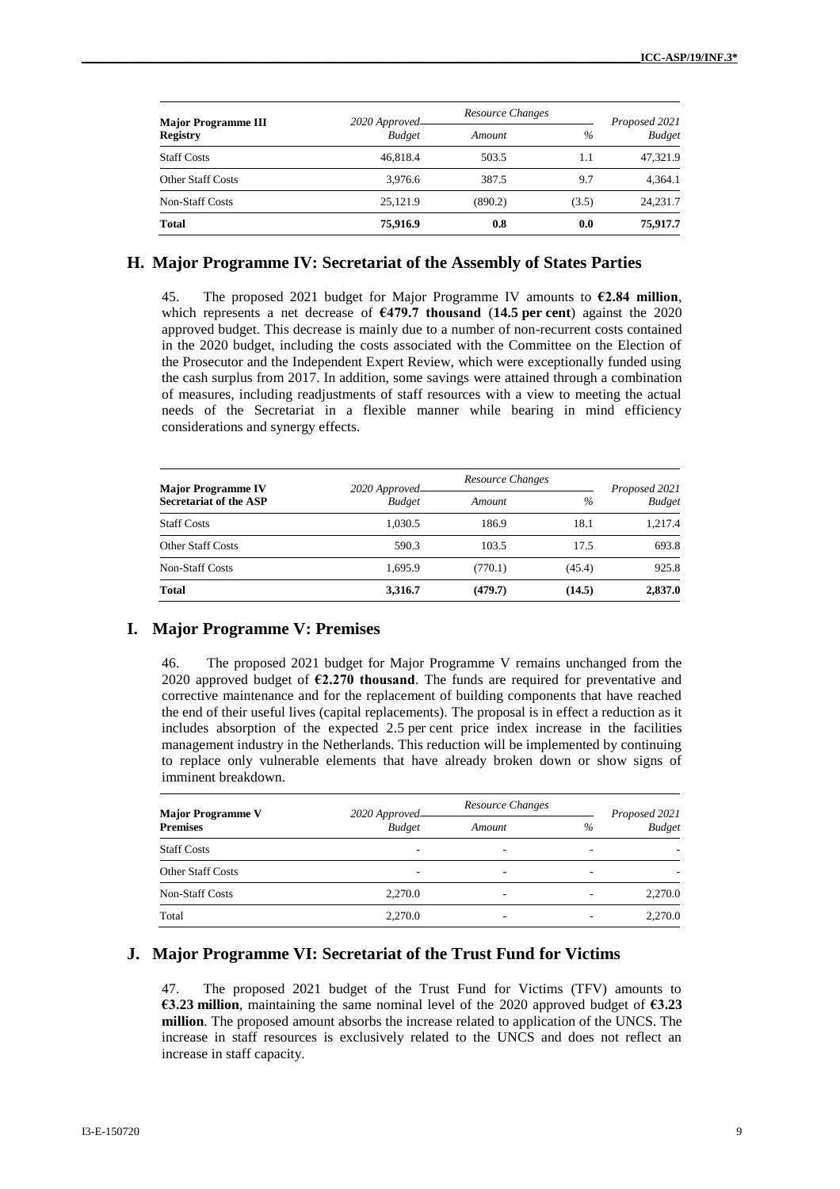| Major Programme III<br>Registry | 2020 Approved Budget | Resource Changes | | Proposed 2021 Budget |
|---|---|---|---|---|
| | | Amount | % | |
| Staff Costs | 46,818.4 | 503.5 | 1.1 | 47,321.9 |
| Other Staff Costs | 3,976.6 | 387.5 | 9.7 | 4,364.1 |
| Non-Staff Costs | 25,121.9 | (890.2) | (3.5) | 24,231.7 |
| **Total** | **75,916.9** | **0.8** | **0.0** | **75,917.7** |

## H. Major Programme IV: Secretariat of the Assembly of States Parties

45. The proposed 2021 budget for Major Programme IV amounts to **€2.84 million**, which represents a net decrease of **€479.7 thousand** (**14.5 per cent**) against the 2020 approved budget. This decrease is mainly due to a number of non-recurrent costs contained in the 2020 budget, including the costs associated with the Committee on the Election of the Prosecutor and the Independent Expert Review, which were exceptionally funded using the cash surplus from 2017. In addition, some savings were attained through a combination of measures, including readjustments of staff resources with a view to meeting the actual needs of the Secretariat in a flexible manner while bearing in mind efficiency considerations and synergy effects.

| Major Programme IV<br>Secretariat of the ASP | 2020 Approved Budget | Resource Changes | | Proposed 2021 Budget |
|---|---|---|---|---|
| | | Amount | % | |
| Staff Costs | 1,030.5 | 186.9 | 18.1 | 1,217.4 |
| Other Staff Costs | 590.3 | 103.5 | 17.5 | 693.8 |
| Non-Staff Costs | 1,695.9 | (770.1) | (45.4) | 925.8 |
| **Total** | **3,316.7** | **(479.7)** | **(14.5)** | **2,837.0** |

## I. Major Programme V: Premises

46. The proposed 2021 budget for Major Programme V remains unchanged from the 2020 approved budget of **€2.270 thousand**. The funds are required for preventative and corrective maintenance and for the replacement of building components that have reached the end of their useful lives (capital replacements). The proposal is in effect a reduction as it includes absorption of the expected 2.5 per cent price index increase in the facilities management industry in the Netherlands. This reduction will be implemented by continuing to replace only vulnerable elements that have already broken down or show signs of imminent breakdown.

| Major Programme V<br>Premises | 2020 Approved Budget | Resource Changes | | Proposed 2021 Budget |
|---|---|---|---|---|
| | | Amount | % | |
| Staff Costs | - | - | - | - |
| Other Staff Costs | - | - | - | - |
| Non-Staff Costs | 2,270.0 | - | - | 2,270.0 |
| Total | 2,270.0 | - | - | 2,270.0 |

## J. Major Programme VI: Secretariat of the Trust Fund for Victims

47. The proposed 2021 budget of the Trust Fund for Victims (TFV) amounts to **€3.23 million**, maintaining the same nominal level of the 2020 approved budget of **€3.23 million**. The proposed amount absorbs the increase related to application of the UNCS. The increase in staff resources is exclusively related to the UNCS and does not reflect an increase in staff capacity.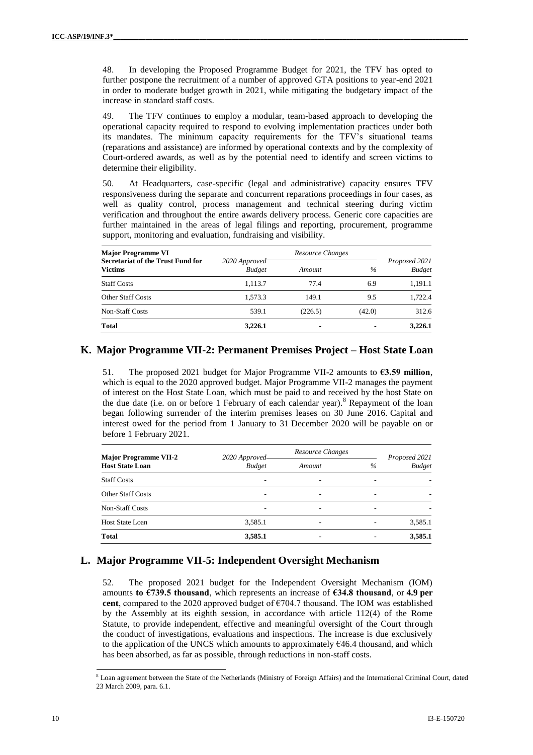48. In developing the Proposed Programme Budget for 2021, the TFV has opted to further postpone the recruitment of a number of approved GTA positions to year-end 2021 in order to moderate budget growth in 2021, while mitigating the budgetary impact of the increase in standard staff costs.

49. The TFV continues to employ a modular, team-based approach to developing the operational capacity required to respond to evolving implementation practices under both its mandates. The minimum capacity requirements for the TFV's situational teams (reparations and assistance) are informed by operational contexts and by the complexity of Court-ordered awards, as well as by the potential need to identify and screen victims to determine their eligibility.

50. At Headquarters, case-specific (legal and administrative) capacity ensures TFV responsiveness during the separate and concurrent reparations proceedings in four cases, as well as quality control, process management and technical steering during victim verification and throughout the entire awards delivery process. Generic core capacities are further maintained in the areas of legal filings and reporting, procurement, programme support, monitoring and evaluation, fundraising and visibility.

| **Major Programme VI Secretariat of the Trust Fund for Victims** | *2020 Approved Budget* | *Resource Changes* | | *Proposed 2021 Budget* |
|---|---|---|---|---|
| | | *Amount* | *%* | |
| Staff Costs | 1,113.7 | 77.4 | 6.9 | 1,191.1 |
| Other Staff Costs | 1,573.3 | 149.1 | 9.5 | 1,722.4 |
| Non-Staff Costs | 539.1 | (226.5) | (42.0) | 312.6 |
| **Total** | **3,226.1** | **-** | **-** | **3,226.1** |

## K. Major Programme VII-2: Permanent Premises Project – Host State Loan

51. The proposed 2021 budget for Major Programme VII-2 amounts to **€3.59 million**, which is equal to the 2020 approved budget. Major Programme VII-2 manages the payment of interest on the Host State Loan, which must be paid to and received by the host State on the due date (i.e. on or before 1 February of each calendar year).[8] Repayment of the loan began following surrender of the interim premises leases on 30 June 2016. Capital and interest owed for the period from 1 January to 31 December 2020 will be payable on or before 1 February 2021.

| **Major Programme VII-2 Host State Loan** | *2020 Approved Budget* | *Resource Changes* | | *Proposed 2021 Budget* |
|---|---|---|---|---|
| | | *Amount* | *%* | |
| Staff Costs | - | - | - | - |
| Other Staff Costs | - | - | - | - |
| Non-Staff Costs | - | - | - | - |
| Host State Loan | 3,585.1 | - | - | 3,585.1 |
| **Total** | **3,585.1** | **-** | **-** | **3,585.1** |

## L. Major Programme VII-5: Independent Oversight Mechanism

52. The proposed 2021 budget for the Independent Oversight Mechanism (IOM) amounts **to €739.5 thousand**, which represents an increase of **€34.8 thousand**, or **4.9 per cent**, compared to the 2020 approved budget of €704.7 thousand. The IOM was established by the Assembly at its eighth session, in accordance with article 112(4) of the Rome Statute, to provide independent, effective and meaningful oversight of the Court through the conduct of investigations, evaluations and inspections. The increase is due exclusively to the application of the UNCS which amounts to approximately €46.4 thousand, and which has been absorbed, as far as possible, through reductions in non-staff costs.

[8] Loan agreement between the State of the Netherlands (Ministry of Foreign Affairs) and the International Criminal Court, dated 23 March 2009, para. 6.1.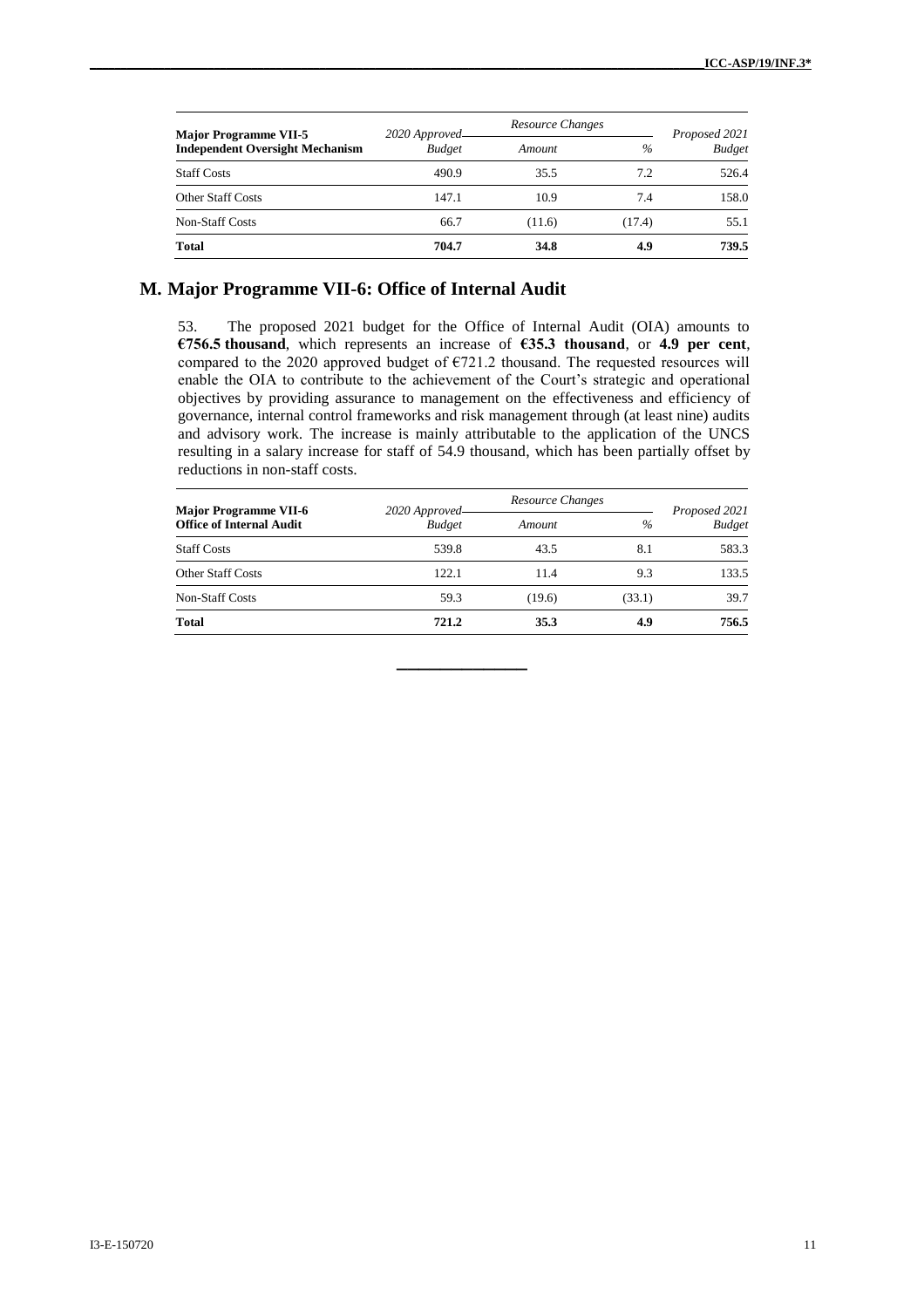| Major Programme VII-5<br>Independent Oversight Mechanism | 2020 Approved Budget | Resource Changes | | Proposed 2021 Budget |
|---|---|---|---|---|
| | | *Amount* | *%* | |
| Staff Costs | 490.9 | 35.5 | 7.2 | 526.4 |
| Other Staff Costs | 147.1 | 10.9 | 7.4 | 158.0 |
| Non-Staff Costs | 66.7 | (11.6) | (17.4) | 55.1 |
| **Total** | **704.7** | **34.8** | **4.9** | **739.5** |

## M. Major Programme VII-6: Office of Internal Audit

53. The proposed 2021 budget for the Office of Internal Audit (OIA) amounts to **€756.5 thousand**, which represents an increase of **€35.3 thousand**, or **4.9 per cent**, compared to the 2020 approved budget of €721.2 thousand. The requested resources will enable the OIA to contribute to the achievement of the Court's strategic and operational objectives by providing assurance to management on the effectiveness and efficiency of governance, internal control frameworks and risk management through (at least nine) audits and advisory work. The increase is mainly attributable to the application of the UNCS resulting in a salary increase for staff of 54.9 thousand, which has been partially offset by reductions in non-staff costs.

| Major Programme VII-6<br>Office of Internal Audit | 2020 Approved Budget | Resource Changes | | Proposed 2021 Budget |
|---|---|---|---|---|
| | | *Amount* | *%* | |
| Staff Costs | 539.8 | 43.5 | 8.1 | 583.3 |
| Other Staff Costs | 122.1 | 11.4 | 9.3 | 133.5 |
| Non-Staff Costs | 59.3 | (19.6) | (33.1) | 39.7 |
| **Total** | **721.2** | **35.3** | **4.9** | **756.5** |